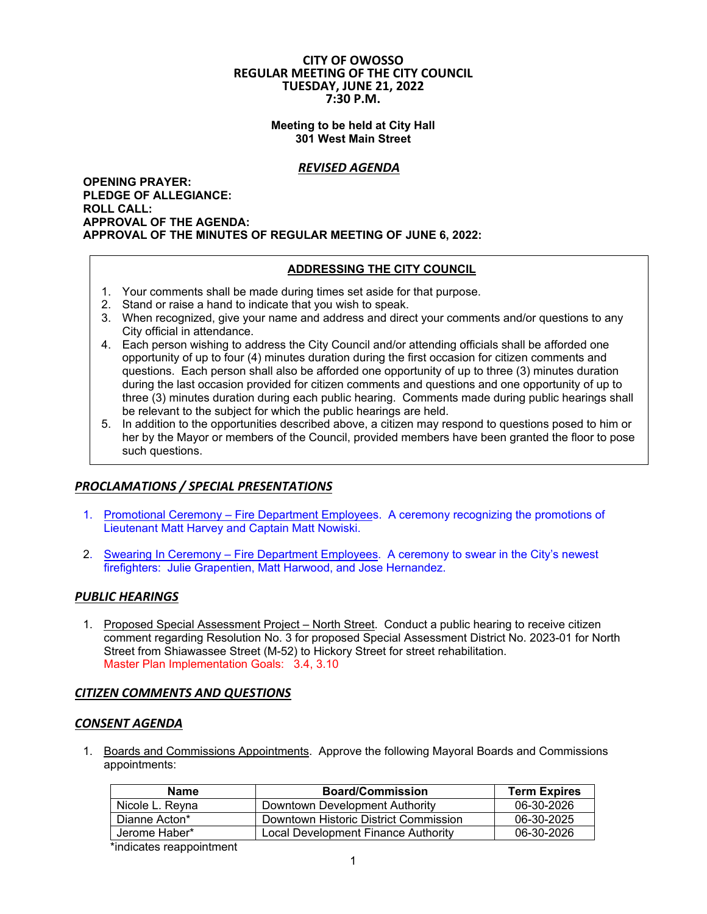# CITY OF OWOSSO
## REGULAR MEETING OF THE CITY COUNCIL
## TUESDAY, JUNE 21, 2022
## 7:30 P.M.

**Meeting to be held at City Hall**
**301 West Main Street**

***REVISED AGENDA***

**OPENING PRAYER:**
**PLEDGE OF ALLEGIANCE:**
**ROLL CALL:**
**APPROVAL OF THE AGENDA:**
**APPROVAL OF THE MINUTES OF REGULAR MEETING OF JUNE 6, 2022:**

**ADDRESSING THE CITY COUNCIL**

1. Your comments shall be made during times set aside for that purpose.
2. Stand or raise a hand to indicate that you wish to speak.
3. When recognized, give your name and address and direct your comments and/or questions to any City official in attendance.
4. Each person wishing to address the City Council and/or attending officials shall be afforded one opportunity of up to four (4) minutes duration during the first occasion for citizen comments and questions. Each person shall also be afforded one opportunity of up to three (3) minutes duration during the last occasion provided for citizen comments and questions and one opportunity of up to three (3) minutes duration during each public hearing. Comments made during public hearings shall be relevant to the subject for which the public hearings are held.
5. In addition to the opportunities described above, a citizen may respond to questions posed to him or her by the Mayor or members of the Council, provided members have been granted the floor to pose such questions.

## *PROCLAMATIONS / SPECIAL PRESENTATIONS*

1. Promotional Ceremony – Fire Department Employees. A ceremony recognizing the promotions of Lieutenant Matt Harvey and Captain Matt Nowiski.

2. Swearing In Ceremony – Fire Department Employees. A ceremony to swear in the City's newest firefighters: Julie Grapentien, Matt Harwood, and Jose Hernandez.

## *PUBLIC HEARINGS*

1. Proposed Special Assessment Project – North Street. Conduct a public hearing to receive citizen comment regarding Resolution No. 3 for proposed Special Assessment District No. 2023-01 for North Street from Shiawassee Street (M-52) to Hickory Street for street rehabilitation.
   Master Plan Implementation Goals: 3.4, 3.10

## *CITIZEN COMMENTS AND QUESTIONS*

## *CONSENT AGENDA*

1. Boards and Commissions Appointments. Approve the following Mayoral Boards and Commissions appointments:

| Name | Board/Commission | Term Expires |
|---|---|---|
| Nicole L. Reyna | Downtown Development Authority | 06-30-2026 |
| Dianne Acton* | Downtown Historic District Commission | 06-30-2025 |
| Jerome Haber* | Local Development Finance Authority | 06-30-2026 |

*indicates reappointment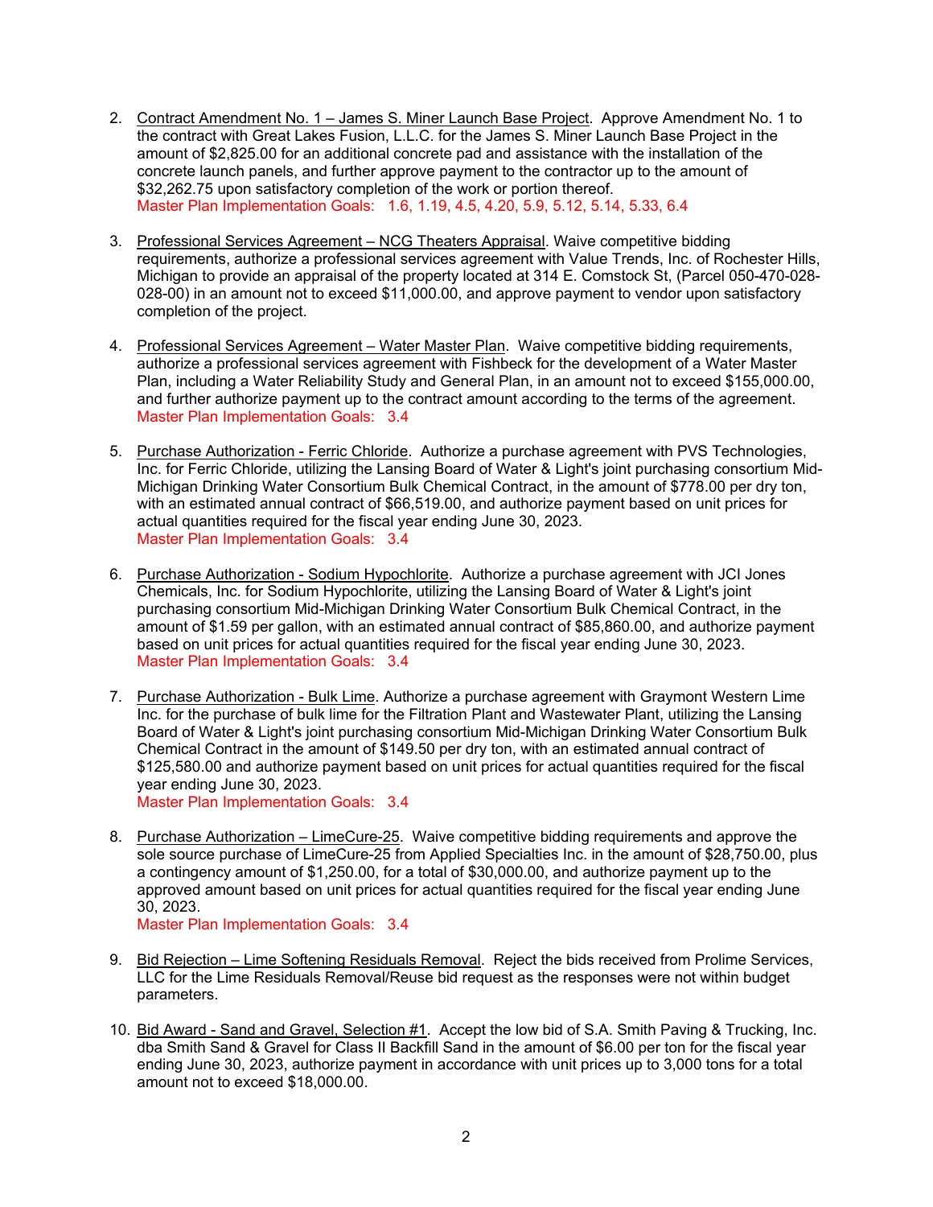2. Contract Amendment No. 1 – James S. Miner Launch Base Project. Approve Amendment No. 1 to the contract with Great Lakes Fusion, L.L.C. for the James S. Miner Launch Base Project in the amount of $2,825.00 for an additional concrete pad and assistance with the installation of the concrete launch panels, and further approve payment to the contractor up to the amount of $32,262.75 upon satisfactory completion of the work or portion thereof.
   Master Plan Implementation Goals: 1.6, 1.19, 4.5, 4.20, 5.9, 5.12, 5.14, 5.33, 6.4

3. Professional Services Agreement – NCG Theaters Appraisal. Waive competitive bidding requirements, authorize a professional services agreement with Value Trends, Inc. of Rochester Hills, Michigan to provide an appraisal of the property located at 314 E. Comstock St, (Parcel 050-470-028-028-00) in an amount not to exceed $11,000.00, and approve payment to vendor upon satisfactory completion of the project.

4. Professional Services Agreement – Water Master Plan. Waive competitive bidding requirements, authorize a professional services agreement with Fishbeck for the development of a Water Master Plan, including a Water Reliability Study and General Plan, in an amount not to exceed $155,000.00, and further authorize payment up to the contract amount according to the terms of the agreement.
   Master Plan Implementation Goals: 3.4

5. Purchase Authorization - Ferric Chloride. Authorize a purchase agreement with PVS Technologies, Inc. for Ferric Chloride, utilizing the Lansing Board of Water & Light's joint purchasing consortium Mid-Michigan Drinking Water Consortium Bulk Chemical Contract, in the amount of $778.00 per dry ton, with an estimated annual contract of $66,519.00, and authorize payment based on unit prices for actual quantities required for the fiscal year ending June 30, 2023.
   Master Plan Implementation Goals: 3.4

6. Purchase Authorization - Sodium Hypochlorite. Authorize a purchase agreement with JCI Jones Chemicals, Inc. for Sodium Hypochlorite, utilizing the Lansing Board of Water & Light's joint purchasing consortium Mid-Michigan Drinking Water Consortium Bulk Chemical Contract, in the amount of $1.59 per gallon, with an estimated annual contract of $85,860.00, and authorize payment based on unit prices for actual quantities required for the fiscal year ending June 30, 2023.
   Master Plan Implementation Goals: 3.4

7. Purchase Authorization - Bulk Lime. Authorize a purchase agreement with Graymont Western Lime Inc. for the purchase of bulk lime for the Filtration Plant and Wastewater Plant, utilizing the Lansing Board of Water & Light's joint purchasing consortium Mid-Michigan Drinking Water Consortium Bulk Chemical Contract in the amount of $149.50 per dry ton, with an estimated annual contract of $125,580.00 and authorize payment based on unit prices for actual quantities required for the fiscal year ending June 30, 2023.
   Master Plan Implementation Goals: 3.4

8. Purchase Authorization – LimeCure-25. Waive competitive bidding requirements and approve the sole source purchase of LimeCure-25 from Applied Specialties Inc. in the amount of $28,750.00, plus a contingency amount of $1,250.00, for a total of $30,000.00, and authorize payment up to the approved amount based on unit prices for actual quantities required for the fiscal year ending June 30, 2023.
   Master Plan Implementation Goals: 3.4

9. Bid Rejection – Lime Softening Residuals Removal. Reject the bids received from Prolime Services, LLC for the Lime Residuals Removal/Reuse bid request as the responses were not within budget parameters.

10. Bid Award - Sand and Gravel, Selection #1. Accept the low bid of S.A. Smith Paving & Trucking, Inc. dba Smith Sand & Gravel for Class II Backfill Sand in the amount of $6.00 per ton for the fiscal year ending June 30, 2023, authorize payment in accordance with unit prices up to 3,000 tons for a total amount not to exceed $18,000.00.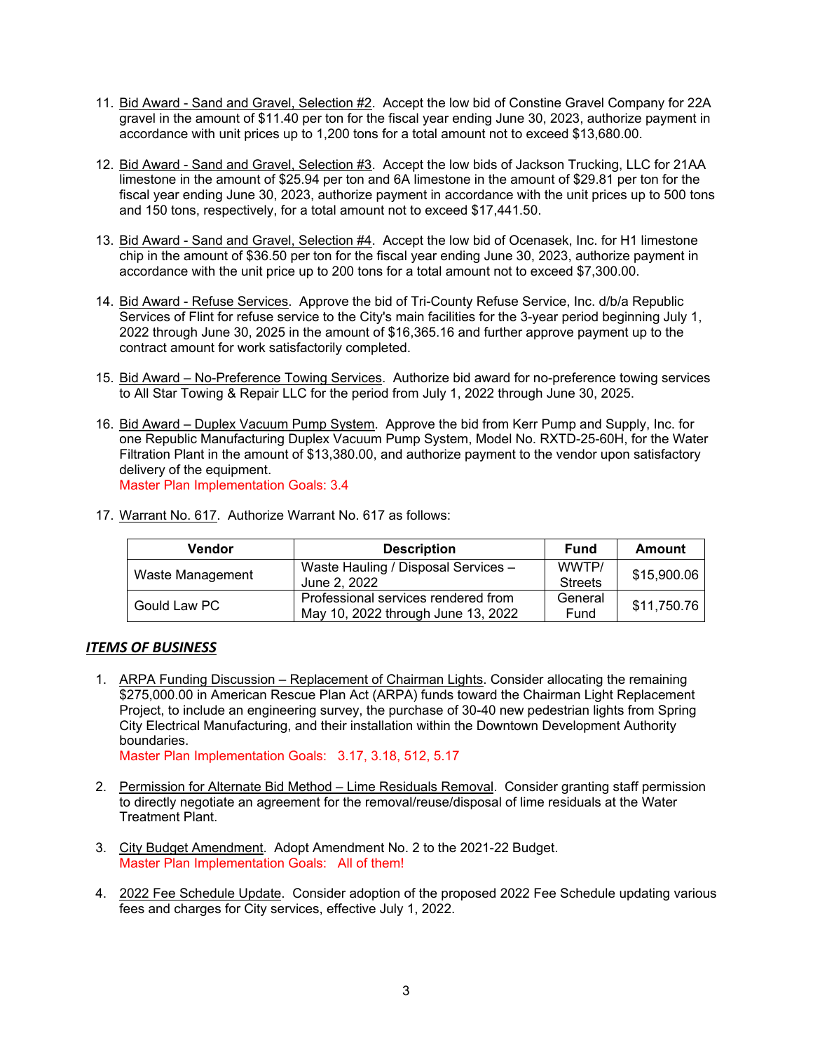11. Bid Award - Sand and Gravel, Selection #2. Accept the low bid of Constine Gravel Company for 22A gravel in the amount of $11.40 per ton for the fiscal year ending June 30, 2023, authorize payment in accordance with unit prices up to 1,200 tons for a total amount not to exceed $13,680.00.

12. Bid Award - Sand and Gravel, Selection #3. Accept the low bids of Jackson Trucking, LLC for 21AA limestone in the amount of $25.94 per ton and 6A limestone in the amount of $29.81 per ton for the fiscal year ending June 30, 2023, authorize payment in accordance with the unit prices up to 500 tons and 150 tons, respectively, for a total amount not to exceed $17,441.50.

13. Bid Award - Sand and Gravel, Selection #4. Accept the low bid of Ocenasek, Inc. for H1 limestone chip in the amount of $36.50 per ton for the fiscal year ending June 30, 2023, authorize payment in accordance with the unit price up to 200 tons for a total amount not to exceed $7,300.00.

14. Bid Award - Refuse Services. Approve the bid of Tri-County Refuse Service, Inc. d/b/a Republic Services of Flint for refuse service to the City's main facilities for the 3-year period beginning July 1, 2022 through June 30, 2025 in the amount of $16,365.16 and further approve payment up to the contract amount for work satisfactorily completed.

15. Bid Award – No-Preference Towing Services. Authorize bid award for no-preference towing services to All Star Towing & Repair LLC for the period from July 1, 2022 through June 30, 2025.

16. Bid Award – Duplex Vacuum Pump System. Approve the bid from Kerr Pump and Supply, Inc. for one Republic Manufacturing Duplex Vacuum Pump System, Model No. RXTD-25-60H, for the Water Filtration Plant in the amount of $13,380.00, and authorize payment to the vendor upon satisfactory delivery of the equipment.
    Master Plan Implementation Goals: 3.4

17. Warrant No. 617. Authorize Warrant No. 617 as follows:

| Vendor | Description | Fund | Amount |
|---|---|---|---|
| Waste Management | Waste Hauling / Disposal Services – June 2, 2022 | WWTP/ Streets | $15,900.06 |
| Gould Law PC | Professional services rendered from May 10, 2022 through June 13, 2022 | General Fund | $11,750.76 |

## *ITEMS OF BUSINESS*

1. ARPA Funding Discussion – Replacement of Chairman Lights. Consider allocating the remaining $275,000.00 in American Rescue Plan Act (ARPA) funds toward the Chairman Light Replacement Project, to include an engineering survey, the purchase of 30-40 new pedestrian lights from Spring City Electrical Manufacturing, and their installation within the Downtown Development Authority boundaries.
   Master Plan Implementation Goals: 3.17, 3.18, 512, 5.17

2. Permission for Alternate Bid Method – Lime Residuals Removal. Consider granting staff permission to directly negotiate an agreement for the removal/reuse/disposal of lime residuals at the Water Treatment Plant.

3. City Budget Amendment. Adopt Amendment No. 2 to the 2021-22 Budget.
   Master Plan Implementation Goals: All of them!

4. 2022 Fee Schedule Update. Consider adoption of the proposed 2022 Fee Schedule updating various fees and charges for City services, effective July 1, 2022.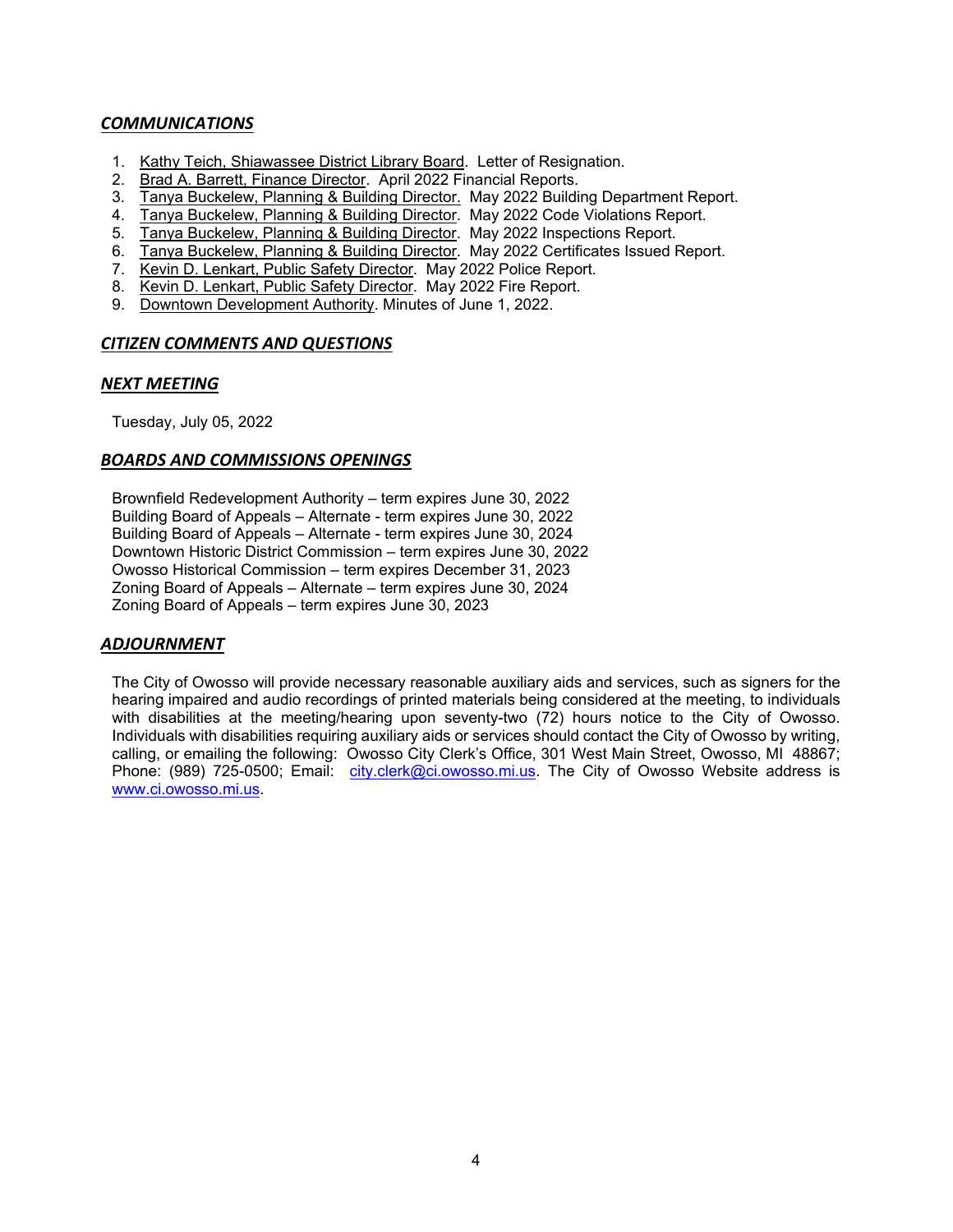## ***COMMUNICATIONS***

1. Kathy Teich, Shiawassee District Library Board. Letter of Resignation.
2. Brad A. Barrett, Finance Director. April 2022 Financial Reports.
3. Tanya Buckelew, Planning & Building Director. May 2022 Building Department Report.
4. Tanya Buckelew, Planning & Building Director. May 2022 Code Violations Report.
5. Tanya Buckelew, Planning & Building Director. May 2022 Inspections Report.
6. Tanya Buckelew, Planning & Building Director. May 2022 Certificates Issued Report.
7. Kevin D. Lenkart, Public Safety Director. May 2022 Police Report.
8. Kevin D. Lenkart, Public Safety Director. May 2022 Fire Report.
9. Downtown Development Authority. Minutes of June 1, 2022.

## ***CITIZEN COMMENTS AND QUESTIONS***

## ***NEXT MEETING***

Tuesday, July 05, 2022

## ***BOARDS AND COMMISSIONS OPENINGS***

Brownfield Redevelopment Authority – term expires June 30, 2022
Building Board of Appeals – Alternate - term expires June 30, 2022
Building Board of Appeals – Alternate - term expires June 30, 2024
Downtown Historic District Commission – term expires June 30, 2022
Owosso Historical Commission – term expires December 31, 2023
Zoning Board of Appeals – Alternate – term expires June 30, 2024
Zoning Board of Appeals – term expires June 30, 2023

## ***ADJOURNMENT***

The City of Owosso will provide necessary reasonable auxiliary aids and services, such as signers for the hearing impaired and audio recordings of printed materials being considered at the meeting, to individuals with disabilities at the meeting/hearing upon seventy-two (72) hours notice to the City of Owosso. Individuals with disabilities requiring auxiliary aids or services should contact the City of Owosso by writing, calling, or emailing the following: Owosso City Clerk's Office, 301 West Main Street, Owosso, MI 48867; Phone: (989) 725-0500; Email: city.clerk@ci.owosso.mi.us. The City of Owosso Website address is www.ci.owosso.mi.us.